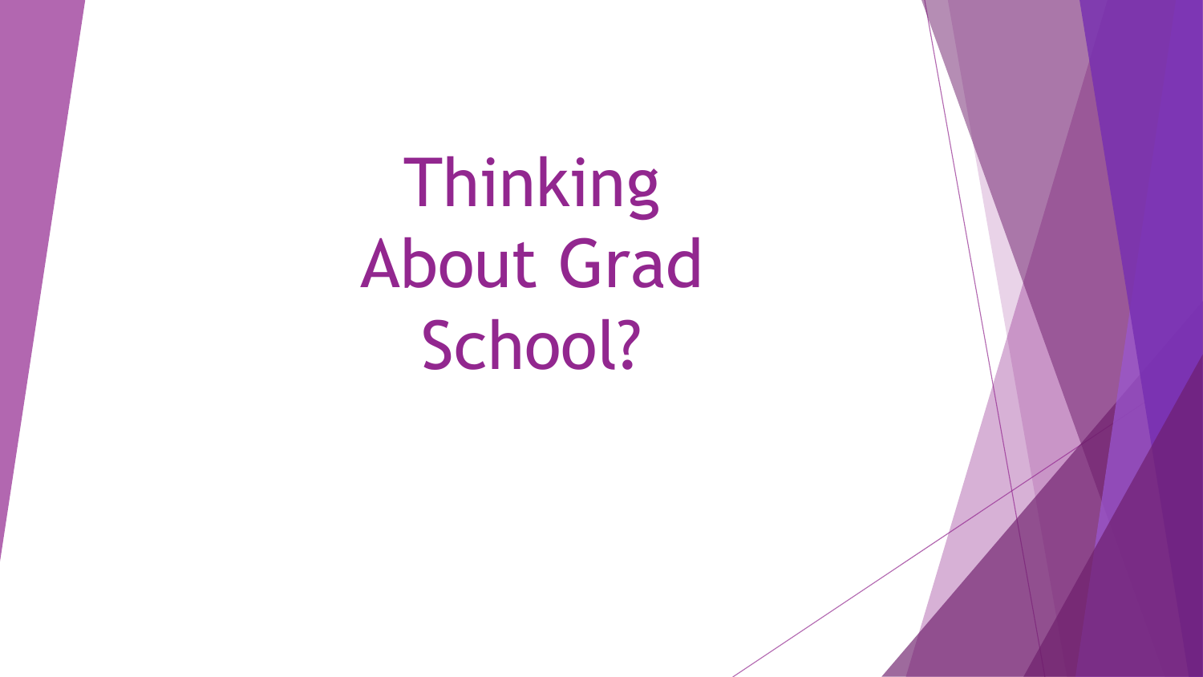# Thinking About Grad School?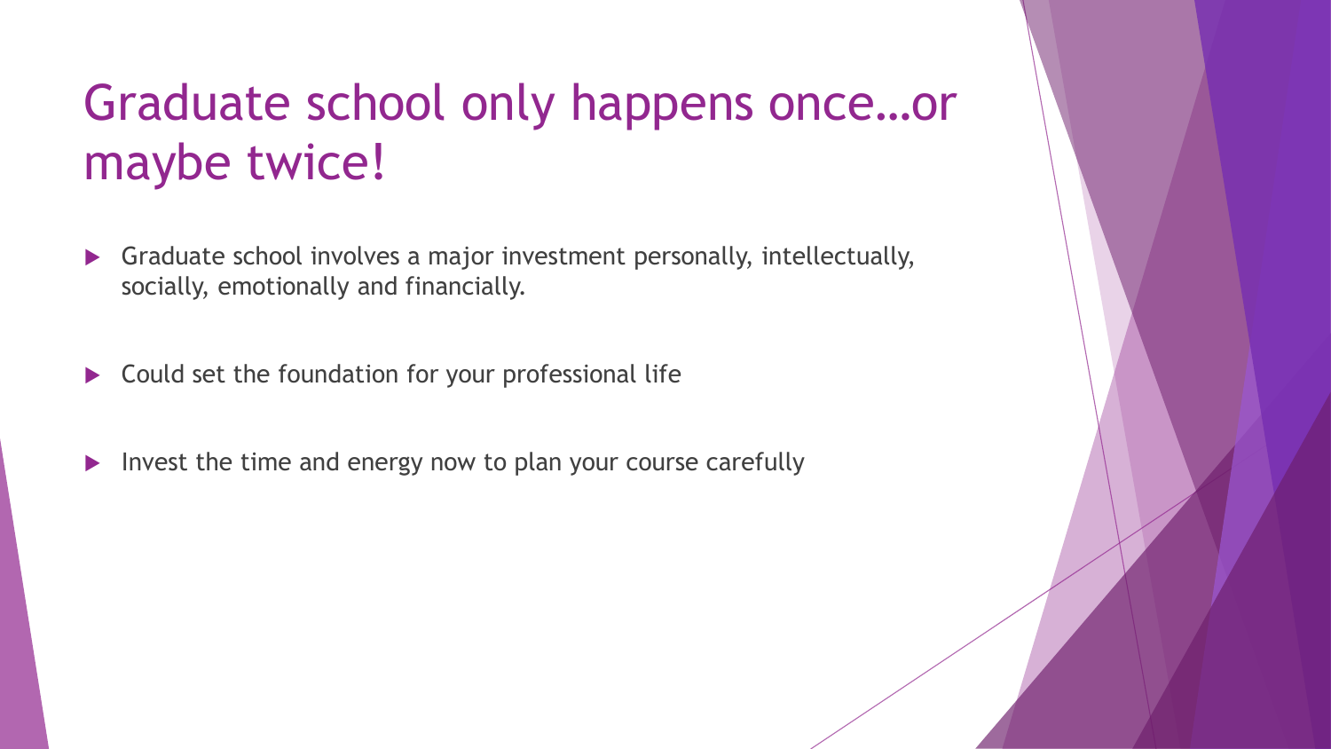# Graduate school only happens once…or maybe twice!

- Graduate school involves a major investment personally, intellectually, socially, emotionally and financially.
- Could set the foundation for your professional life
- Invest the time and energy now to plan your course carefully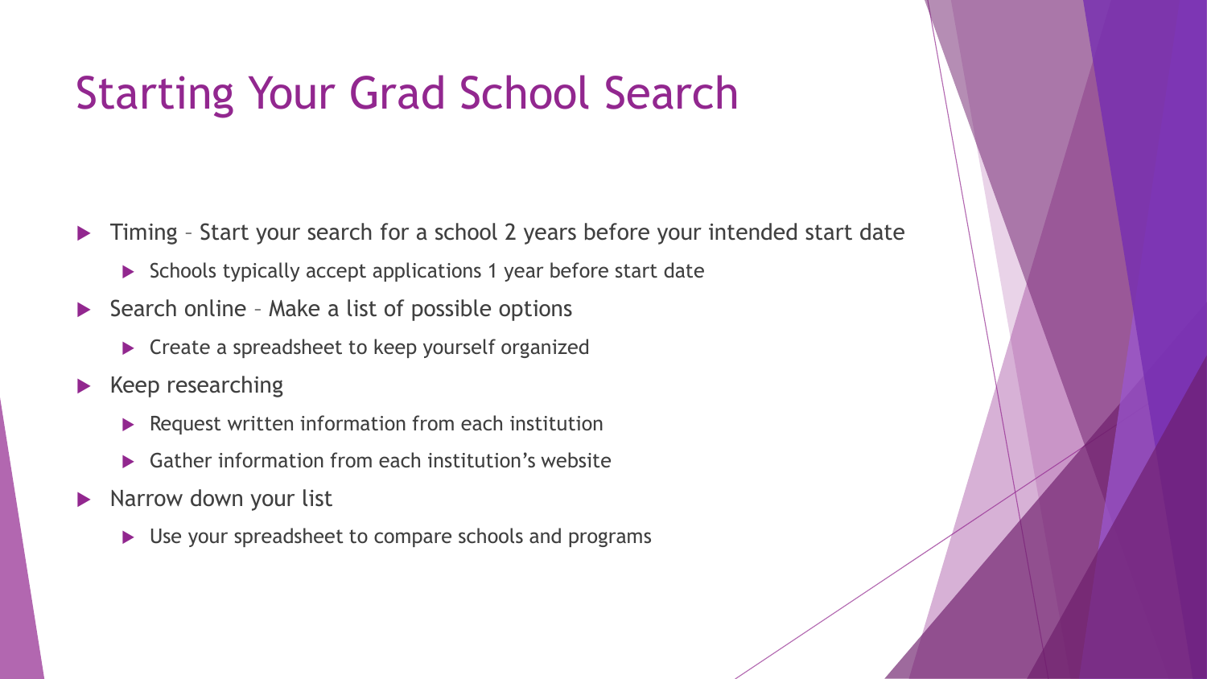# Starting Your Grad School Search

- Timing – Start your search for a school 2 years before your intended start date
  - Schools typically accept applications 1 year before start date
- Search online – Make a list of possible options
  - Create a spreadsheet to keep yourself organized
- Keep researching
  - Request written information from each institution
  - Gather information from each institution's website
- Narrow down your list
  - Use your spreadsheet to compare schools and programs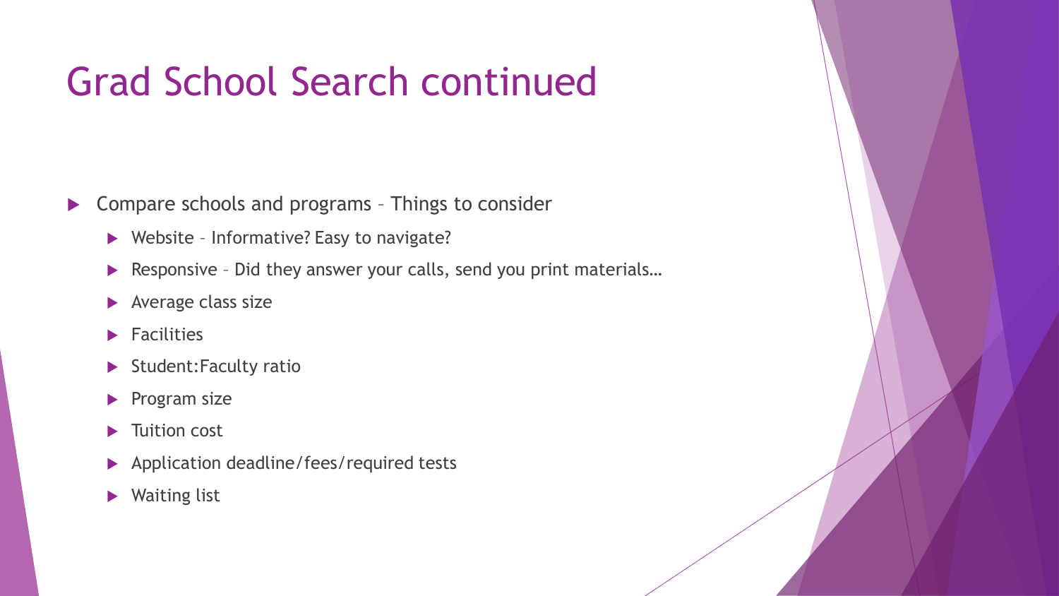# Grad School Search continued

- Compare schools and programs – Things to consider
  - Website – Informative? Easy to navigate?
  - Responsive – Did they answer your calls, send you print materials…
  - Average class size
  - Facilities
  - Student:Faculty ratio
  - Program size
  - Tuition cost
  - Application deadline/fees/required tests
  - Waiting list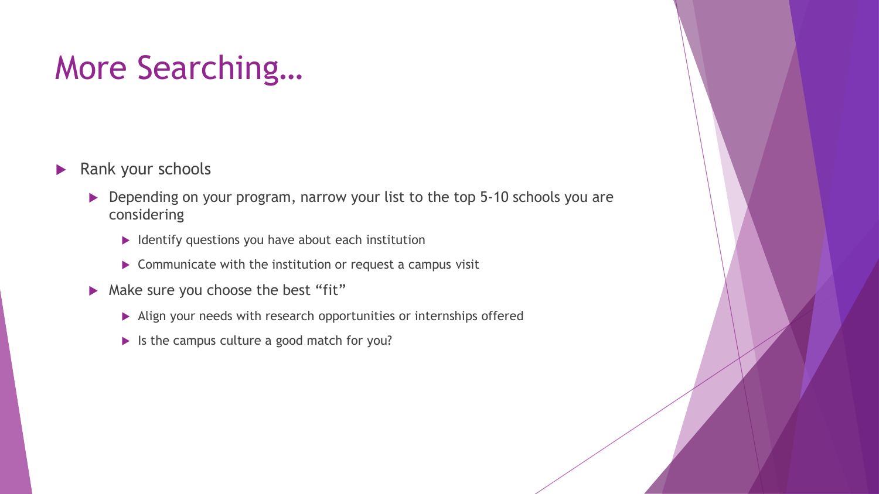# More Searching…

- Rank your schools
  - Depending on your program, narrow your list to the top 5-10 schools you are considering
    - Identify questions you have about each institution
    - Communicate with the institution or request a campus visit
  - Make sure you choose the best “fit”
    - Align your needs with research opportunities or internships offered
    - Is the campus culture a good match for you?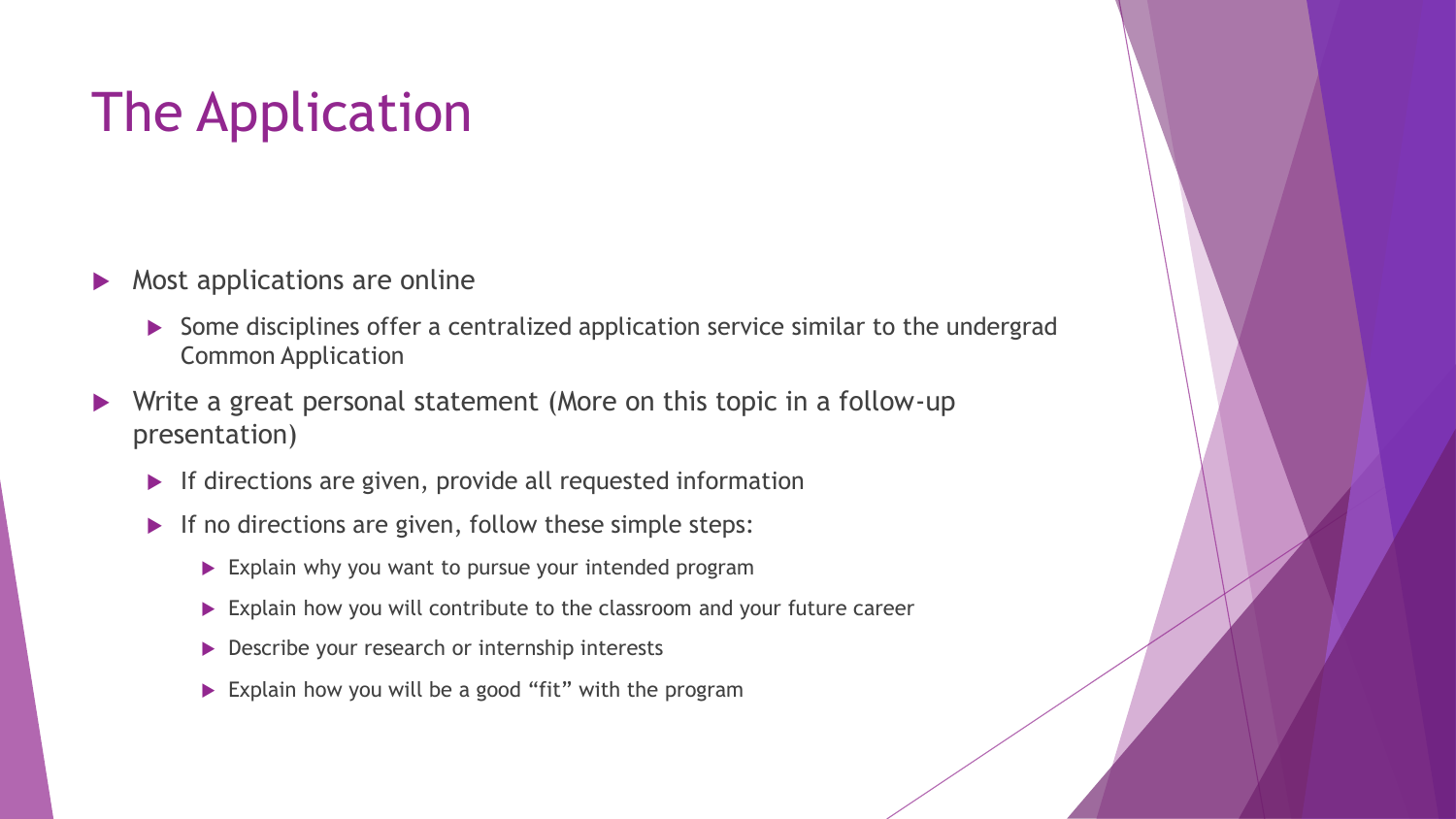# The Application

- Most applications are online
  - Some disciplines offer a centralized application service similar to the undergrad Common Application
- Write a great personal statement (More on this topic in a follow-up presentation)
  - If directions are given, provide all requested information
  - If no directions are given, follow these simple steps:
    - Explain why you want to pursue your intended program
    - Explain how you will contribute to the classroom and your future career
    - Describe your research or internship interests
    - Explain how you will be a good "fit" with the program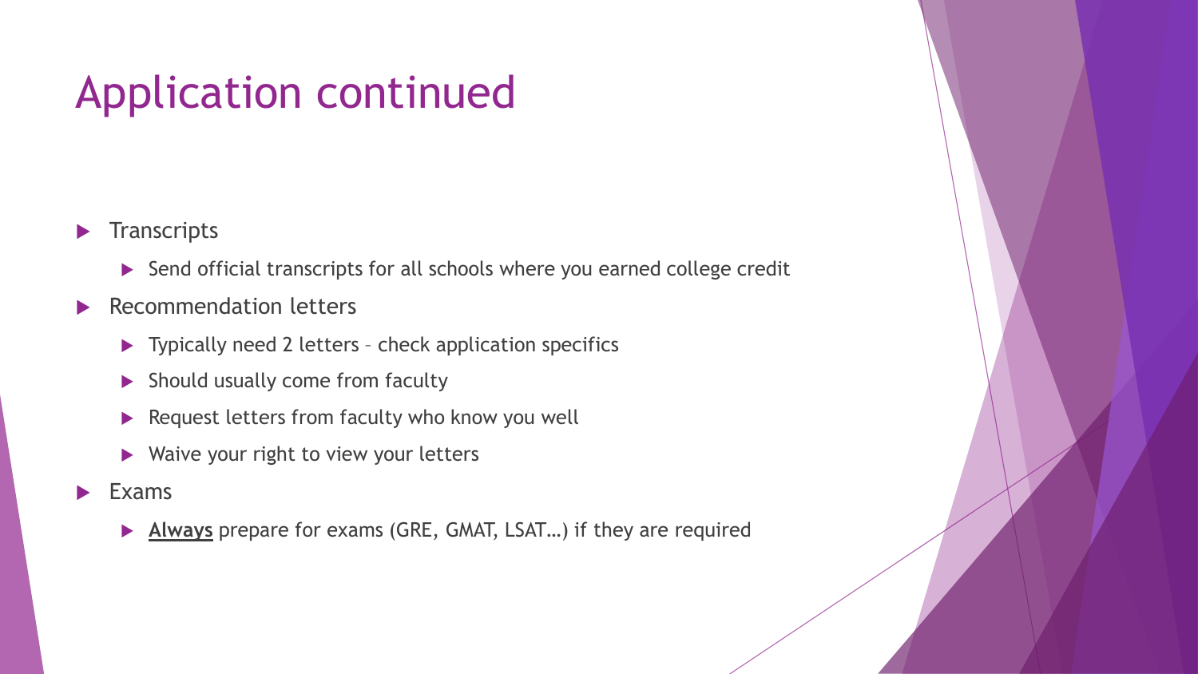# Application continued

- Transcripts
  - Send official transcripts for all schools where you earned college credit
- Recommendation letters
  - Typically need 2 letters – check application specifics
  - Should usually come from faculty
  - Request letters from faculty who know you well
  - Waive your right to view your letters
- Exams
  - **<u>Always</u>** prepare for exams (GRE, GMAT, LSAT…) if they are required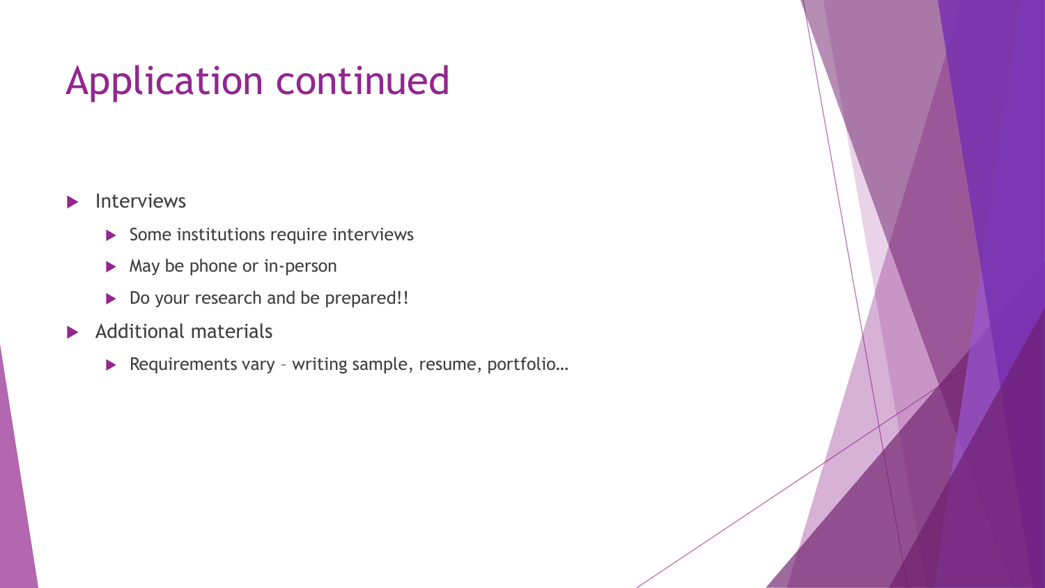# Application continued

- Interviews
  - Some institutions require interviews
  - May be phone or in-person
  - Do your research and be prepared!!
- Additional materials
  - Requirements vary – writing sample, resume, portfolio…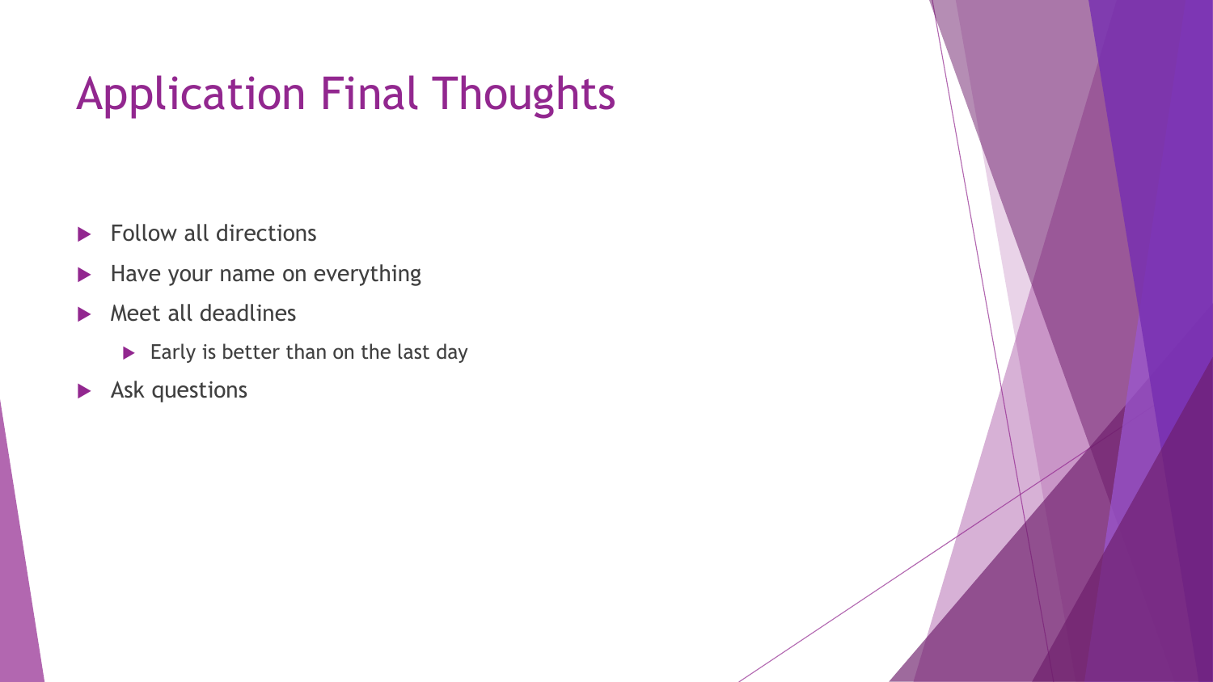# Application Final Thoughts

- Follow all directions
- Have your name on everything
- Meet all deadlines
  - Early is better than on the last day
- Ask questions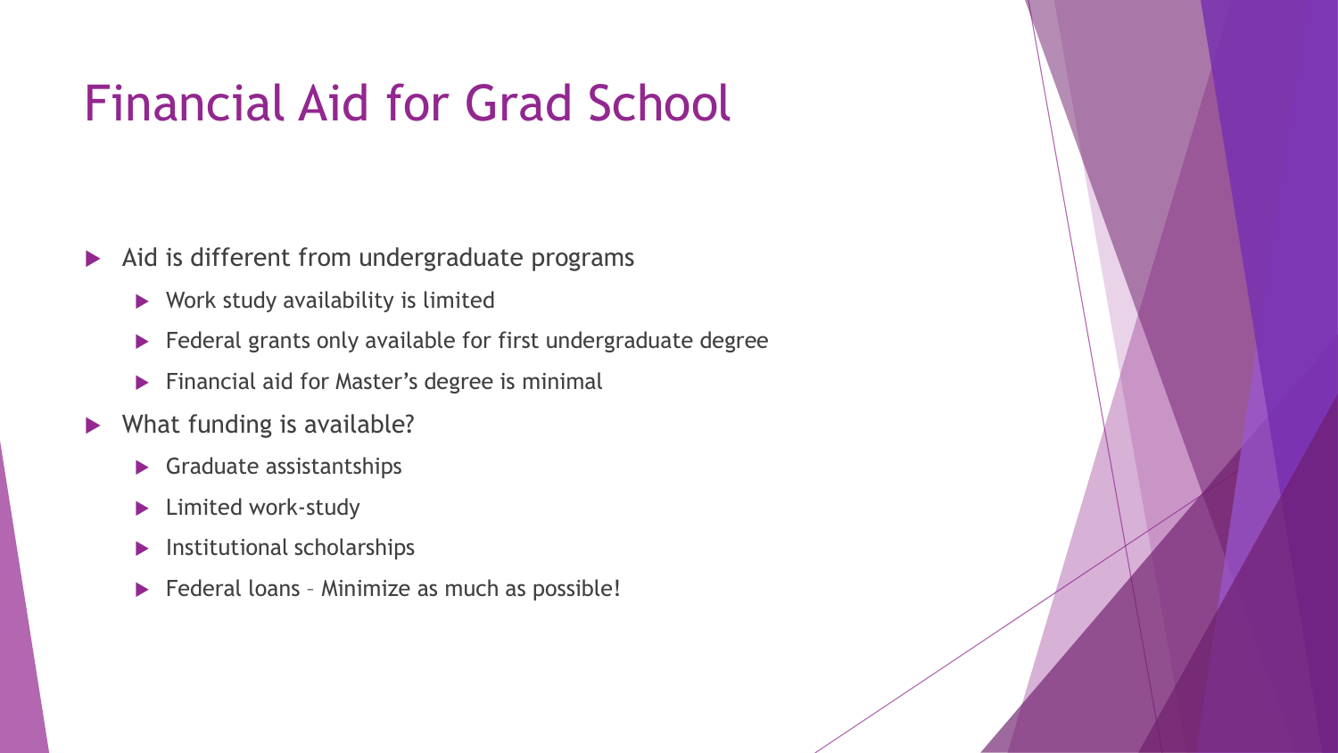# Financial Aid for Grad School

- Aid is different from undergraduate programs
  - Work study availability is limited
  - Federal grants only available for first undergraduate degree
  - Financial aid for Master's degree is minimal
- What funding is available?
  - Graduate assistantships
  - Limited work-study
  - Institutional scholarships
  - Federal loans – Minimize as much as possible!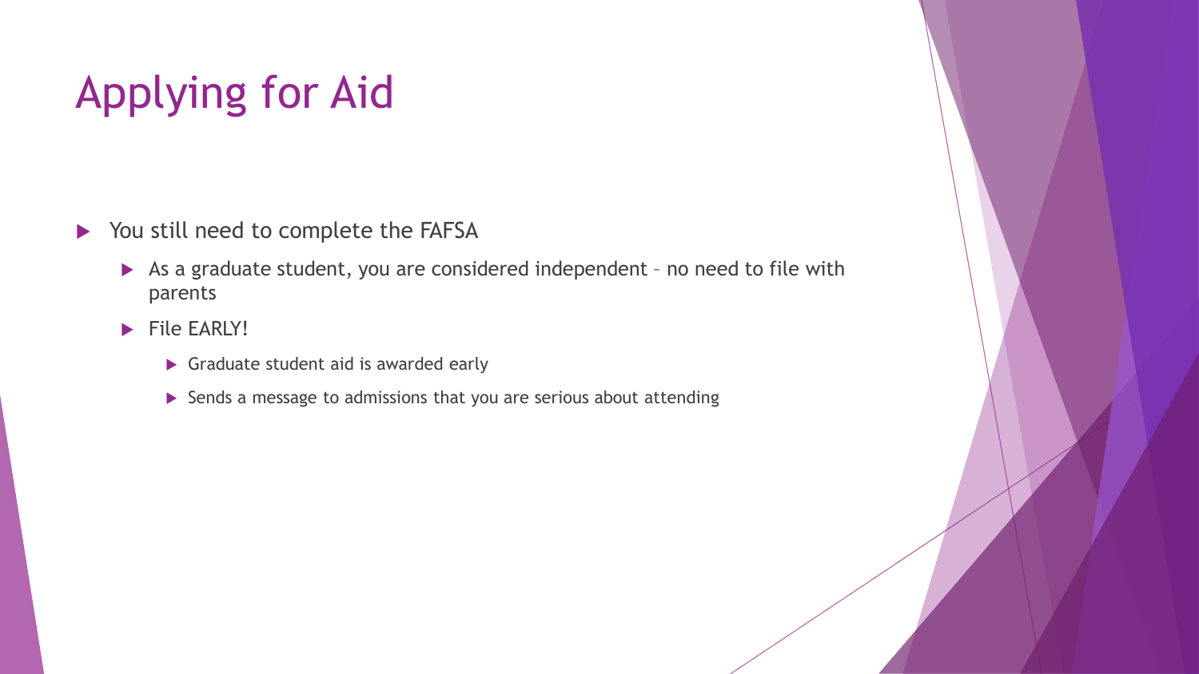# Applying for Aid

- You still need to complete the FAFSA
  - As a graduate student, you are considered independent – no need to file with parents
  - File EARLY!
    - Graduate student aid is awarded early
    - Sends a message to admissions that you are serious about attending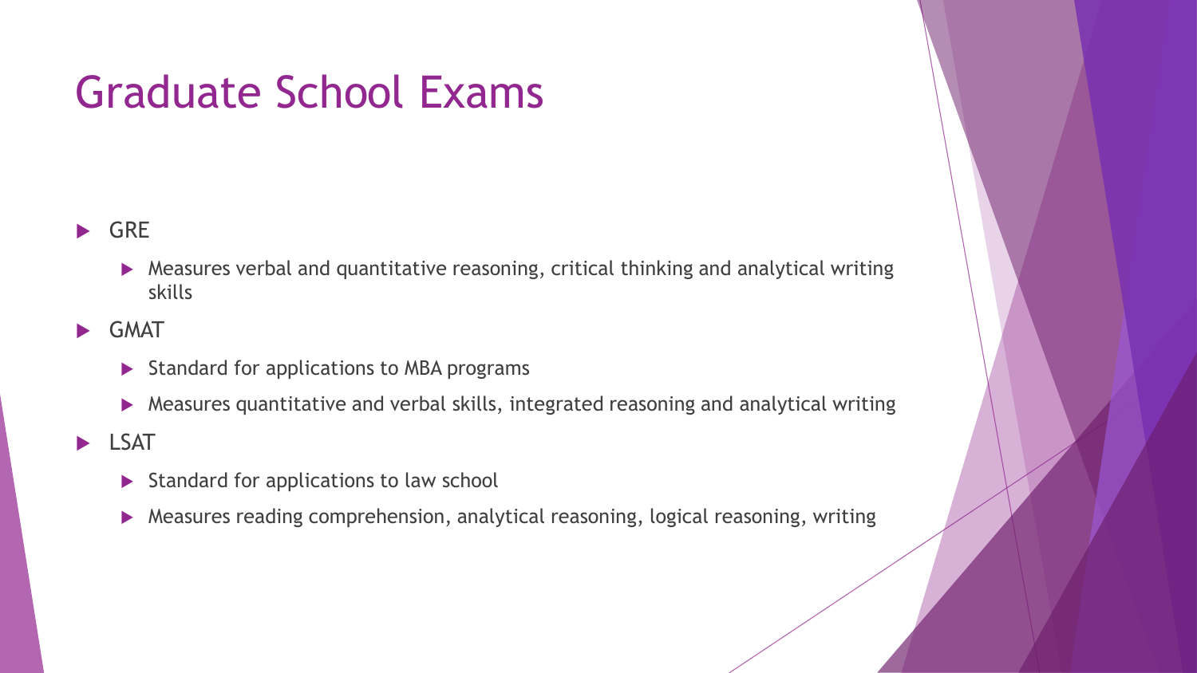# Graduate School Exams

- GRE
  - Measures verbal and quantitative reasoning, critical thinking and analytical writing skills
- GMAT
  - Standard for applications to MBA programs
  - Measures quantitative and verbal skills, integrated reasoning and analytical writing
- LSAT
  - Standard for applications to law school
  - Measures reading comprehension, analytical reasoning, logical reasoning, writing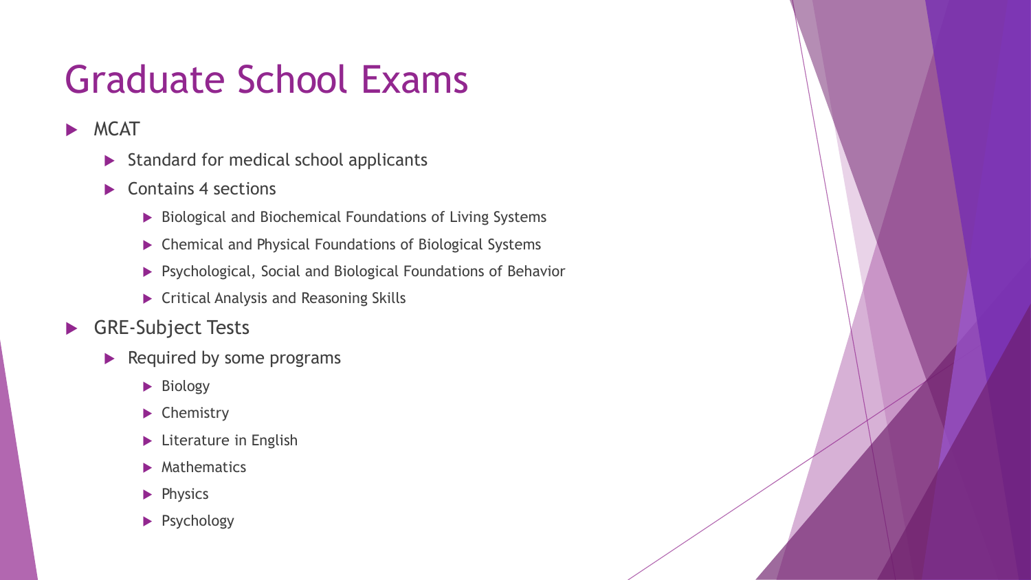# Graduate School Exams

- MCAT
  - Standard for medical school applicants
  - Contains 4 sections
    - Biological and Biochemical Foundations of Living Systems
    - Chemical and Physical Foundations of Biological Systems
    - Psychological, Social and Biological Foundations of Behavior
    - Critical Analysis and Reasoning Skills
- GRE-Subject Tests
  - Required by some programs
    - Biology
    - Chemistry
    - Literature in English
    - Mathematics
    - Physics
    - Psychology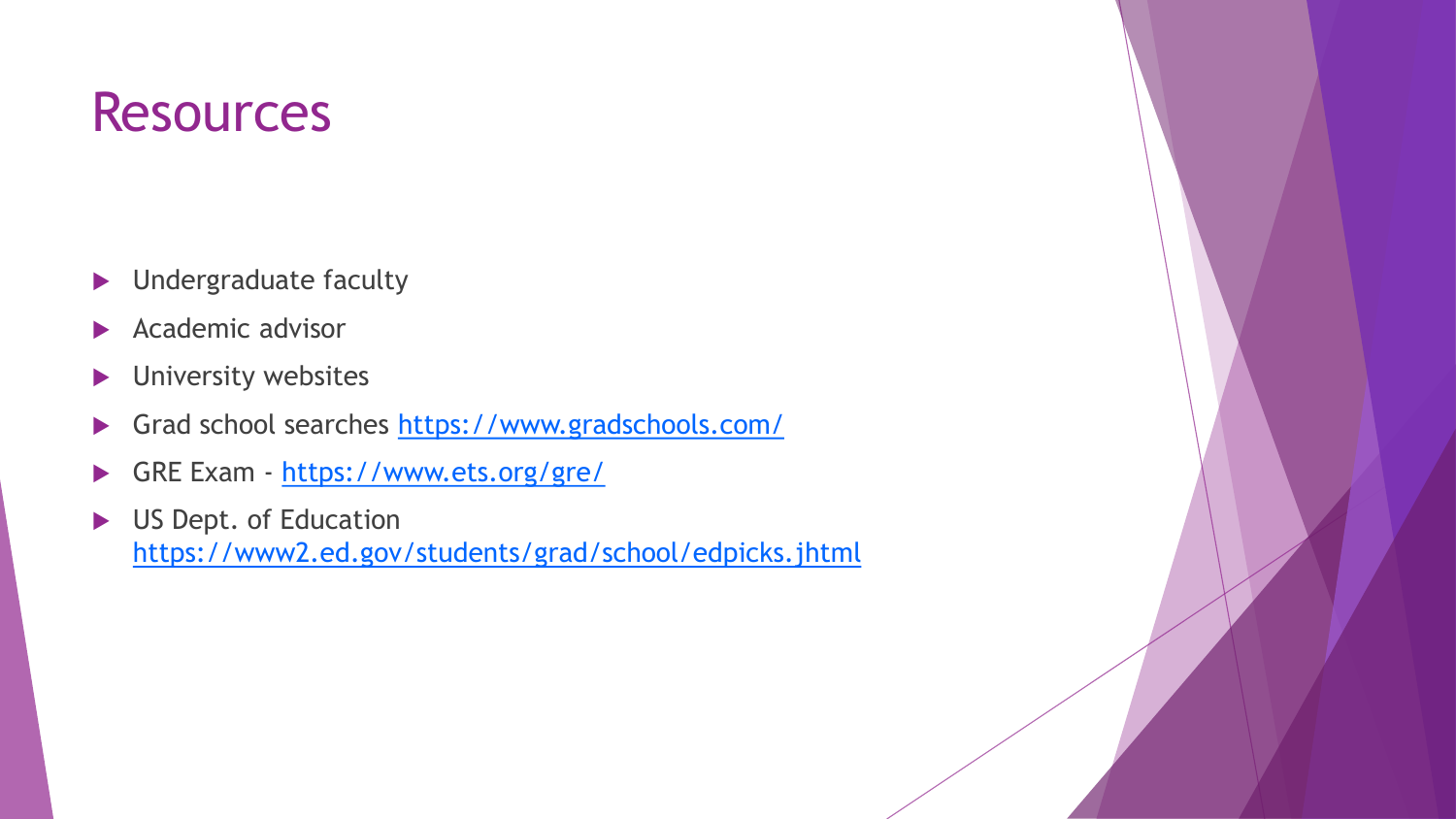# Resources

- Undergraduate faculty
- Academic advisor
- University websites
- Grad school searches https://www.gradschools.com/
- GRE Exam - https://www.ets.org/gre/
- US Dept. of Education https://www2.ed.gov/students/grad/school/edpicks.jhtml